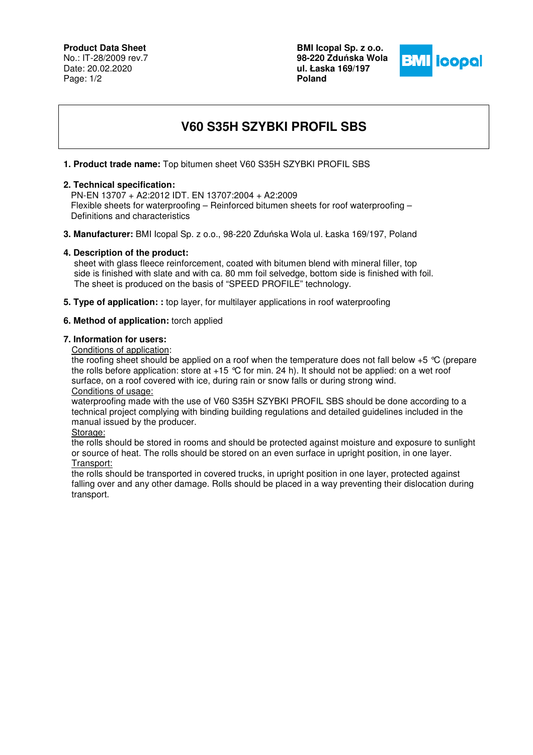**Product Data Sheet**
No.: IT-28/2009 rev.7
Date: 20.02.2020

**BMI Icopal Sp. z o.o.**
**98-220 Zduńska Wola**
**ul. Łaska 169/197**
**Poland**

# V60 S35H SZYBKI PROFIL SBS

**1. Product trade name:** Top bitumen sheet V60 S35H SZYBKI PROFIL SBS

**2. Technical specification:**
PN-EN 13707 + A2:2012 IDT. EN 13707:2004 + A2:2009
Flexible sheets for waterproofing – Reinforced bitumen sheets for roof waterproofing – Definitions and characteristics

**3. Manufacturer:** BMI Icopal Sp. z o.o., 98-220 Zduńska Wola ul. Łaska 169/197, Poland

**4. Description of the product:**
sheet with glass fleece reinforcement, coated with bitumen blend with mineral filler, top side is finished with slate and with ca. 80 mm foil selvedge, bottom side is finished with foil. The sheet is produced on the basis of "SPEED PROFILE" technology.

**5. Type of application: :** top layer, for multilayer applications in roof waterproofing

**6. Method of application:** torch applied

**7. Information for users:**

Conditions of application:
the roofing sheet should be applied on a roof when the temperature does not fall below +5 °C (prepare the rolls before application: store at +15 °C for min. 24 h). It should not be applied: on a wet roof surface, on a roof covered with ice, during rain or snow falls or during strong wind.

Conditions of usage:
waterproofing made with the use of V60 S35H SZYBKI PROFIL SBS should be done according to a technical project complying with binding building regulations and detailed guidelines included in the manual issued by the producer.

Storage:
the rolls should be stored in rooms and should be protected against moisture and exposure to sunlight or source of heat. The rolls should be stored on an even surface in upright position, in one layer.

Transport:
the rolls should be transported in covered trucks, in upright position in one layer, protected against falling over and any other damage. Rolls should be placed in a way preventing their dislocation during transport.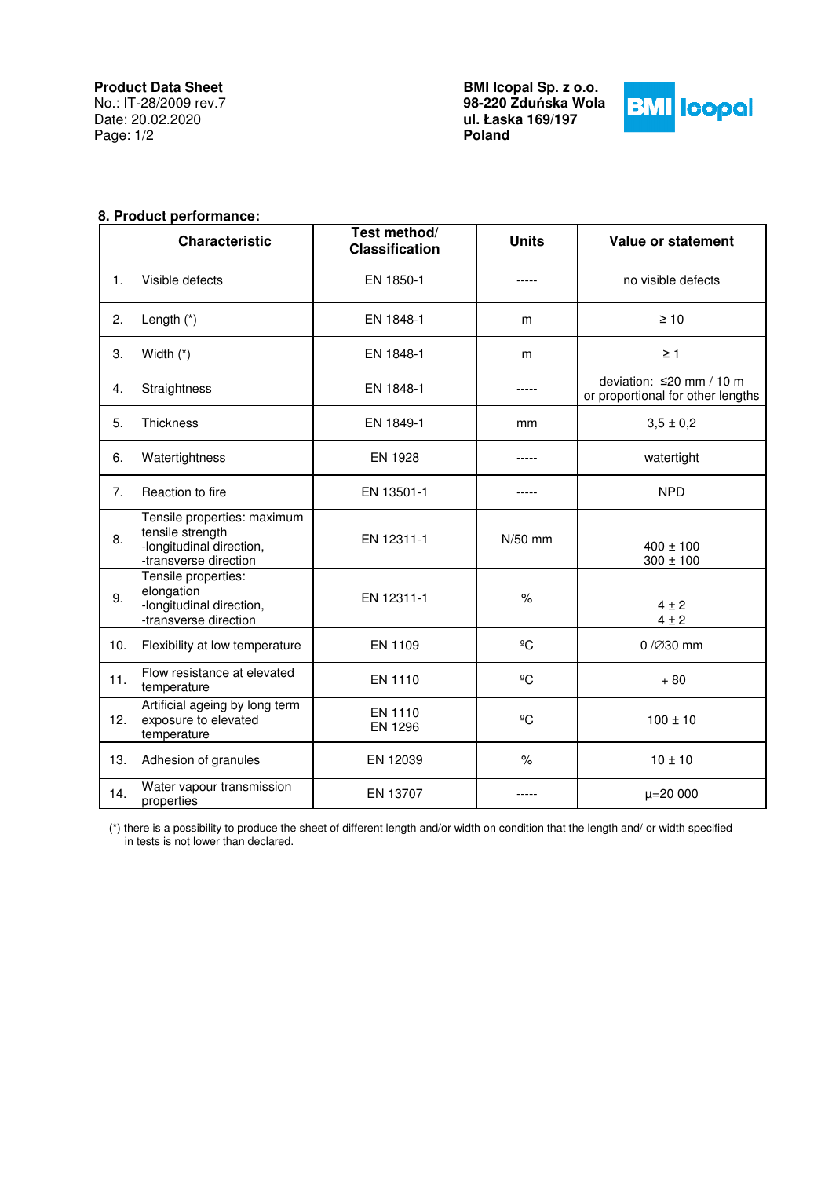**Product Data Sheet**
No.: IT-28/2009 rev.7
Date: 20.02.2020
Page: 1/2

**BMI Icopal Sp. z o.o.**
**98-220 Zduńska Wola**
**ul. Łaska 169/197**
**Poland**

### 8. Product performance:

| | Characteristic | Test method/ Classification | Units | Value or statement |
|---|---|---|---|---|
| 1. | Visible defects | EN 1850-1 | ----- | no visible defects |
| 2. | Length (*) | EN 1848-1 | m | ≥ 10 |
| 3. | Width (*) | EN 1848-1 | m | ≥ 1 |
| 4. | Straightness | EN 1848-1 | ----- | deviation: ≤20 mm / 10 m or proportional for other lengths |
| 5. | Thickness | EN 1849-1 | mm | 3,5 ± 0,2 |
| 6. | Watertightness | EN 1928 | ----- | watertight |
| 7. | Reaction to fire | EN 13501-1 | ----- | NPD |
| 8. | Tensile properties: maximum tensile strength -longitudinal direction, -transverse direction | EN 12311-1 | N/50 mm | 400 ± 100<br>300 ± 100 |
| 9. | Tensile properties: elongation -longitudinal direction, -transverse direction | EN 12311-1 | % | 4 ± 2<br>4 ± 2 |
| 10. | Flexibility at low temperature | EN 1109 | ºC | 0 /∅30 mm |
| 11. | Flow resistance at elevated temperature | EN 1110 | ºC | + 80 |
| 12. | Artificial ageing by long term exposure to elevated temperature | EN 1110<br>EN 1296 | ºC | 100 ± 10 |
| 13. | Adhesion of granules | EN 12039 | % | 10 ± 10 |
| 14. | Water vapour transmission properties | EN 13707 | ----- | μ=20 000 |

(*) there is a possibility to produce the sheet of different length and/or width on condition that the length and/ or width specified in tests is not lower than declared.